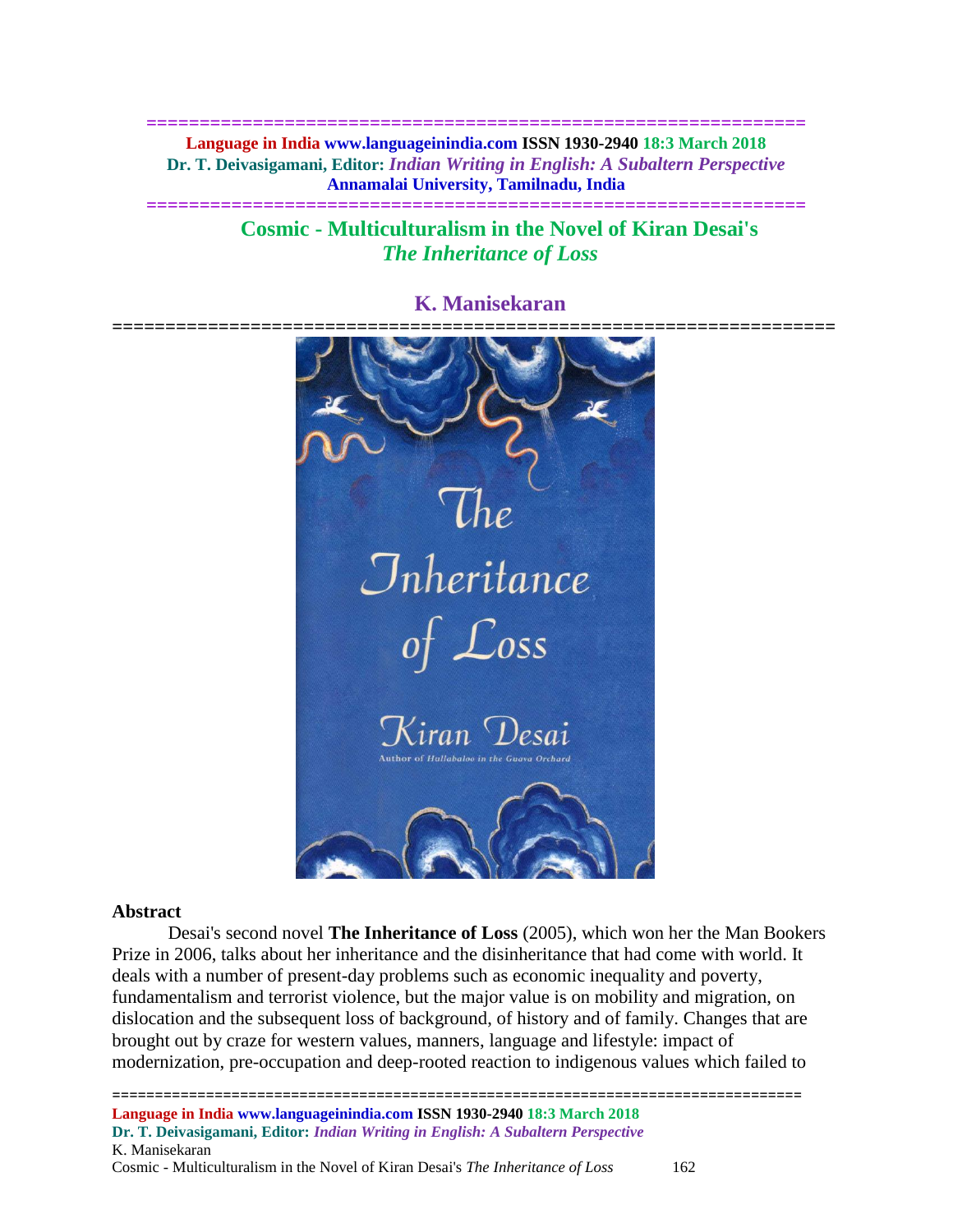# Cosmic - Multiculturalism in the Novel of Kiran Desai's *The Inheritance of Loss*

## K. Manisekaran

### Abstract

Desai's second novel **The Inheritance of Loss** (2005), which won her the Man Bookers Prize in 2006, talks about her inheritance and the disinheritance that had come with world. It deals with a number of present-day problems such as economic inequality and poverty, fundamentalism and terrorist violence, but the major value is on mobility and migration, on dislocation and the subsequent loss of background, of history and of family. Changes that are brought out by craze for western values, manners, language and lifestyle: impact of modernization, pre-occupation and deep-rooted reaction to indigenous values which failed to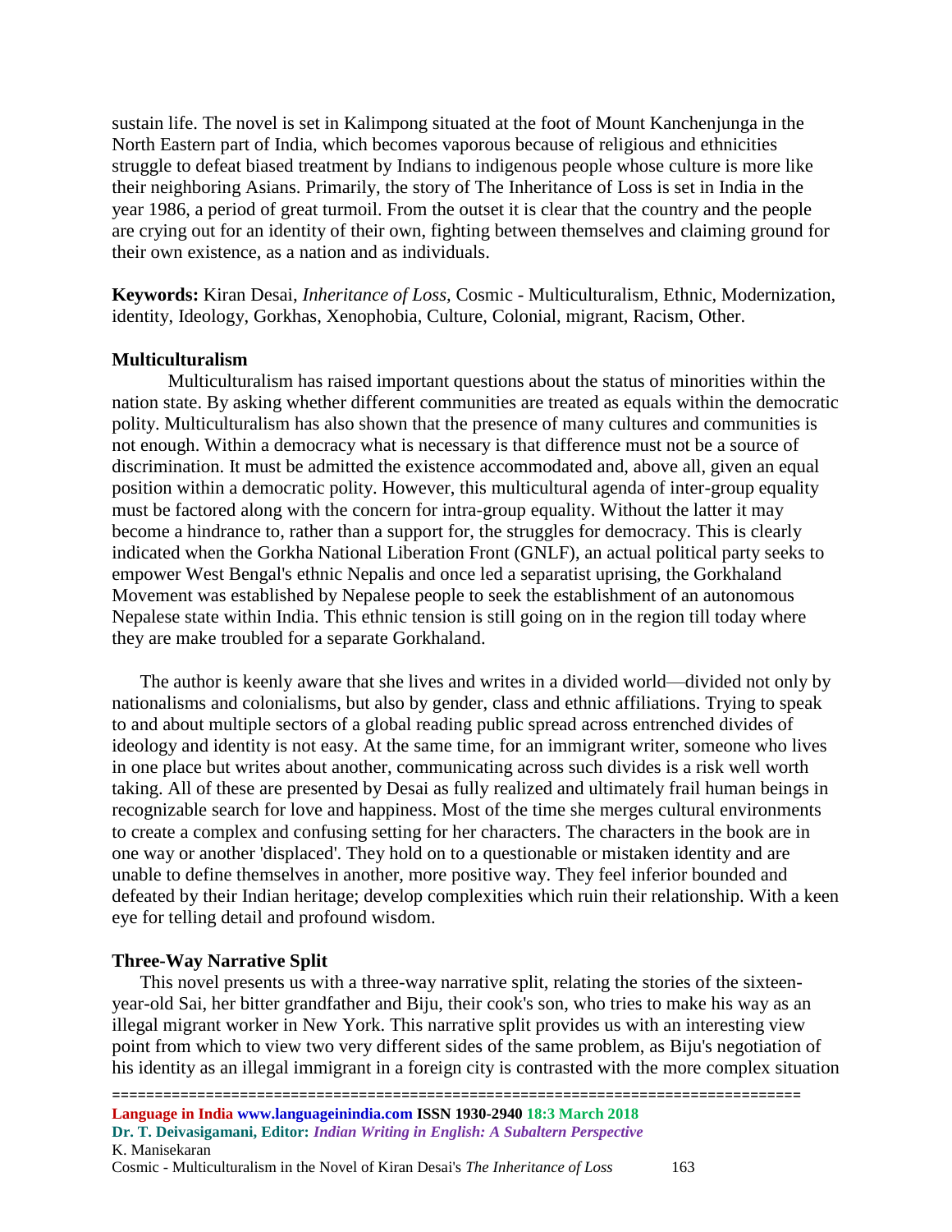sustain life. The novel is set in Kalimpong situated at the foot of Mount Kanchenjunga in the North Eastern part of India, which becomes vaporous because of religious and ethnicities struggle to defeat biased treatment by Indians to indigenous people whose culture is more like their neighboring Asians. Primarily, the story of The Inheritance of Loss is set in India in the year 1986, a period of great turmoil. From the outset it is clear that the country and the people are crying out for an identity of their own, fighting between themselves and claiming ground for their own existence, as a nation and as individuals.

**Keywords:** Kiran Desai, *Inheritance of Loss,* Cosmic - Multiculturalism, Ethnic, Modernization, identity, Ideology, Gorkhas, Xenophobia, Culture, Colonial, migrant, Racism, Other.

### Multiculturalism

Multiculturalism has raised important questions about the status of minorities within the nation state. By asking whether different communities are treated as equals within the democratic polity. Multiculturalism has also shown that the presence of many cultures and communities is not enough. Within a democracy what is necessary is that difference must not be a source of discrimination. It must be admitted the existence accommodated and, above all, given an equal position within a democratic polity. However, this multicultural agenda of inter-group equality must be factored along with the concern for intra-group equality. Without the latter it may become a hindrance to, rather than a support for, the struggles for democracy. This is clearly indicated when the Gorkha National Liberation Front (GNLF), an actual political party seeks to empower West Bengal's ethnic Nepalis and once led a separatist uprising, the Gorkhaland Movement was established by Nepalese people to seek the establishment of an autonomous Nepalese state within India. This ethnic tension is still going on in the region till today where they are make troubled for a separate Gorkhaland.

The author is keenly aware that she lives and writes in a divided world—divided not only by nationalisms and colonialisms, but also by gender, class and ethnic affiliations. Trying to speak to and about multiple sectors of a global reading public spread across entrenched divides of ideology and identity is not easy. At the same time, for an immigrant writer, someone who lives in one place but writes about another, communicating across such divides is a risk well worth taking. All of these are presented by Desai as fully realized and ultimately frail human beings in recognizable search for love and happiness. Most of the time she merges cultural environments to create a complex and confusing setting for her characters. The characters in the book are in one way or another 'displaced'. They hold on to a questionable or mistaken identity and are unable to define themselves in another, more positive way. They feel inferior bounded and defeated by their Indian heritage; develop complexities which ruin their relationship. With a keen eye for telling detail and profound wisdom.

### Three-Way Narrative Split

This novel presents us with a three-way narrative split, relating the stories of the sixteen-year-old Sai, her bitter grandfather and Biju, their cook's son, who tries to make his way as an illegal migrant worker in New York. This narrative split provides us with an interesting view point from which to view two very different sides of the same problem, as Biju's negotiation of his identity as an illegal immigrant in a foreign city is contrasted with the more complex situation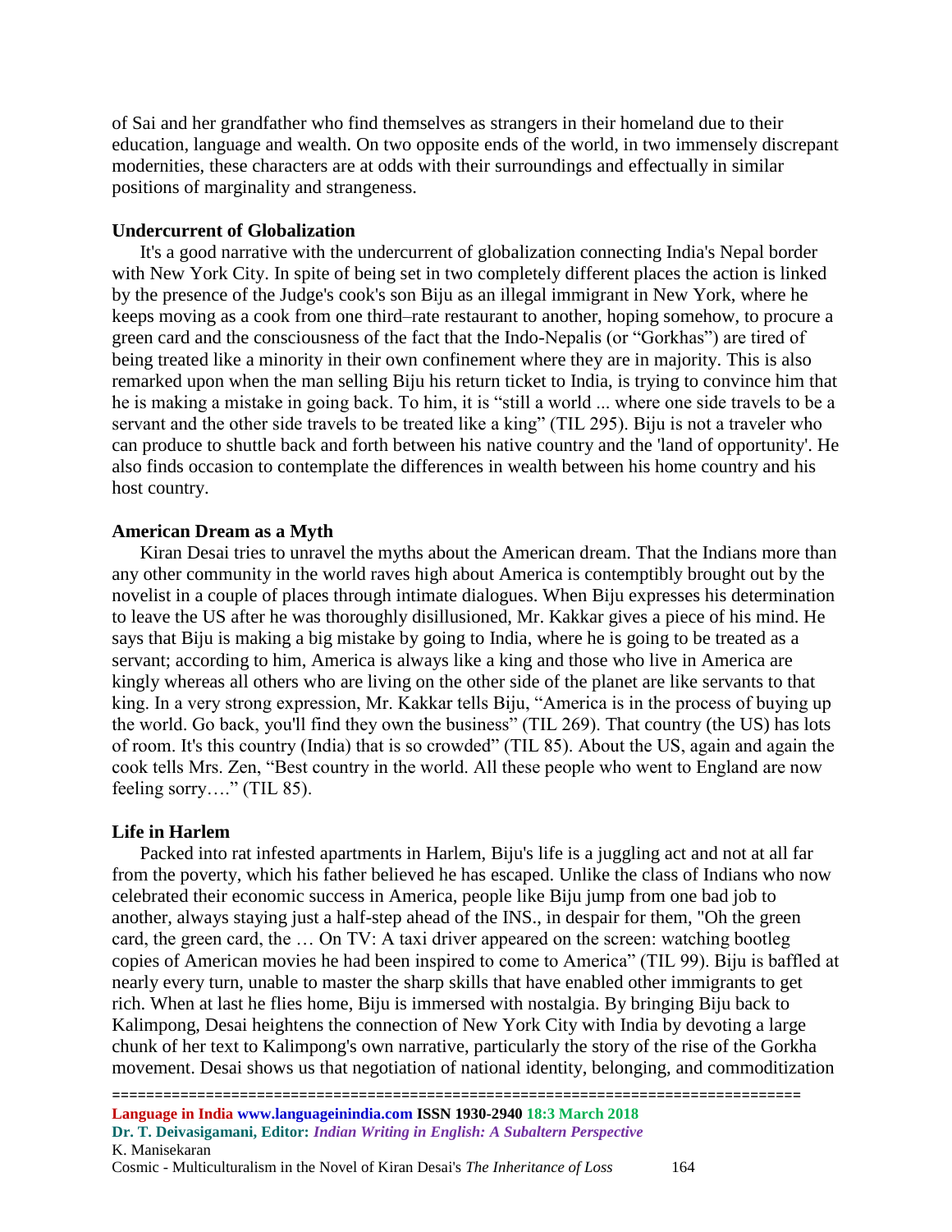of Sai and her grandfather who find themselves as strangers in their homeland due to their education, language and wealth. On two opposite ends of the world, in two immensely discrepant modernities, these characters are at odds with their surroundings and effectually in similar positions of marginality and strangeness.

**Undercurrent of Globalization**

It's a good narrative with the undercurrent of globalization connecting India's Nepal border with New York City. In spite of being set in two completely different places the action is linked by the presence of the Judge's cook's son Biju as an illegal immigrant in New York, where he keeps moving as a cook from one third–rate restaurant to another, hoping somehow, to procure a green card and the consciousness of the fact that the Indo-Nepalis (or "Gorkhas") are tired of being treated like a minority in their own confinement where they are in majority. This is also remarked upon when the man selling Biju his return ticket to India, is trying to convince him that he is making a mistake in going back. To him, it is "still a world ... where one side travels to be a servant and the other side travels to be treated like a king" (TIL 295). Biju is not a traveler who can produce to shuttle back and forth between his native country and the 'land of opportunity'. He also finds occasion to contemplate the differences in wealth between his home country and his host country.

**American Dream as a Myth**

Kiran Desai tries to unravel the myths about the American dream. That the Indians more than any other community in the world raves high about America is contemptibly brought out by the novelist in a couple of places through intimate dialogues. When Biju expresses his determination to leave the US after he was thoroughly disillusioned, Mr. Kakkar gives a piece of his mind. He says that Biju is making a big mistake by going to India, where he is going to be treated as a servant; according to him, America is always like a king and those who live in America are kingly whereas all others who are living on the other side of the planet are like servants to that king. In a very strong expression, Mr. Kakkar tells Biju, "America is in the process of buying up the world. Go back, you'll find they own the business" (TIL 269). That country (the US) has lots of room. It's this country (India) that is so crowded" (TIL 85). About the US, again and again the cook tells Mrs. Zen, "Best country in the world. All these people who went to England are now feeling sorry…." (TIL 85).

**Life in Harlem**

Packed into rat infested apartments in Harlem, Biju's life is a juggling act and not at all far from the poverty, which his father believed he has escaped. Unlike the class of Indians who now celebrated their economic success in America, people like Biju jump from one bad job to another, always staying just a half-step ahead of the INS., in despair for them, "Oh the green card, the green card, the … On TV: A taxi driver appeared on the screen: watching bootleg copies of American movies he had been inspired to come to America" (TIL 99). Biju is baffled at nearly every turn, unable to master the sharp skills that have enabled other immigrants to get rich. When at last he flies home, Biju is immersed with nostalgia. By bringing Biju back to Kalimpong, Desai heightens the connection of New York City with India by devoting a large chunk of her text to Kalimpong's own narrative, particularly the story of the rise of the Gorkha movement. Desai shows us that negotiation of national identity, belonging, and commoditization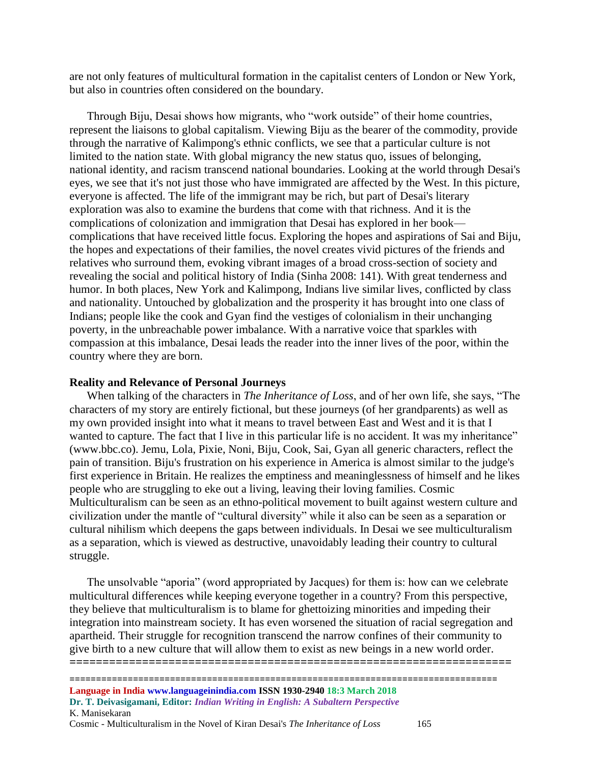are not only features of multicultural formation in the capitalist centers of London or New York, but also in countries often considered on the boundary.

Through Biju, Desai shows how migrants, who "work outside" of their home countries, represent the liaisons to global capitalism. Viewing Biju as the bearer of the commodity, provide through the narrative of Kalimpong's ethnic conflicts, we see that a particular culture is not limited to the nation state. With global migrancy the new status quo, issues of belonging, national identity, and racism transcend national boundaries. Looking at the world through Desai's eyes, we see that it's not just those who have immigrated are affected by the West. In this picture, everyone is affected. The life of the immigrant may be rich, but part of Desai's literary exploration was also to examine the burdens that come with that richness. And it is the complications of colonization and immigration that Desai has explored in her book—complications that have received little focus. Exploring the hopes and aspirations of Sai and Biju, the hopes and expectations of their families, the novel creates vivid pictures of the friends and relatives who surround them, evoking vibrant images of a broad cross-section of society and revealing the social and political history of India (Sinha 2008: 141). With great tenderness and humor. In both places, New York and Kalimpong, Indians live similar lives, conflicted by class and nationality. Untouched by globalization and the prosperity it has brought into one class of Indians; people like the cook and Gyan find the vestiges of colonialism in their unchanging poverty, in the unbreachable power imbalance. With a narrative voice that sparkles with compassion at this imbalance, Desai leads the reader into the inner lives of the poor, within the country where they are born.

**Reality and Relevance of Personal Journeys**

When talking of the characters in *The Inheritance of Loss*, and of her own life, she says, "The characters of my story are entirely fictional, but these journeys (of her grandparents) as well as my own provided insight into what it means to travel between East and West and it is that I wanted to capture. The fact that I live in this particular life is no accident. It was my inheritance" (www.bbc.co). Jemu, Lola, Pixie, Noni, Biju, Cook, Sai, Gyan all generic characters, reflect the pain of transition. Biju's frustration on his experience in America is almost similar to the judge's first experience in Britain. He realizes the emptiness and meaninglessness of himself and he likes people who are struggling to eke out a living, leaving their loving families. Cosmic Multiculturalism can be seen as an ethno-political movement to built against western culture and civilization under the mantle of "cultural diversity" while it also can be seen as a separation or cultural nihilism which deepens the gaps between individuals. In Desai we see multiculturalism as a separation, which is viewed as destructive, unavoidably leading their country to cultural struggle.

The unsolvable "aporia" (word appropriated by Jacques) for them is: how can we celebrate multicultural differences while keeping everyone together in a country? From this perspective, they believe that multiculturalism is to blame for ghettoizing minorities and impeding their integration into mainstream society. It has even worsened the situation of racial segregation and apartheid. Their struggle for recognition transcend the narrow confines of their community to give birth to a new culture that will allow them to exist as new beings in a new world order.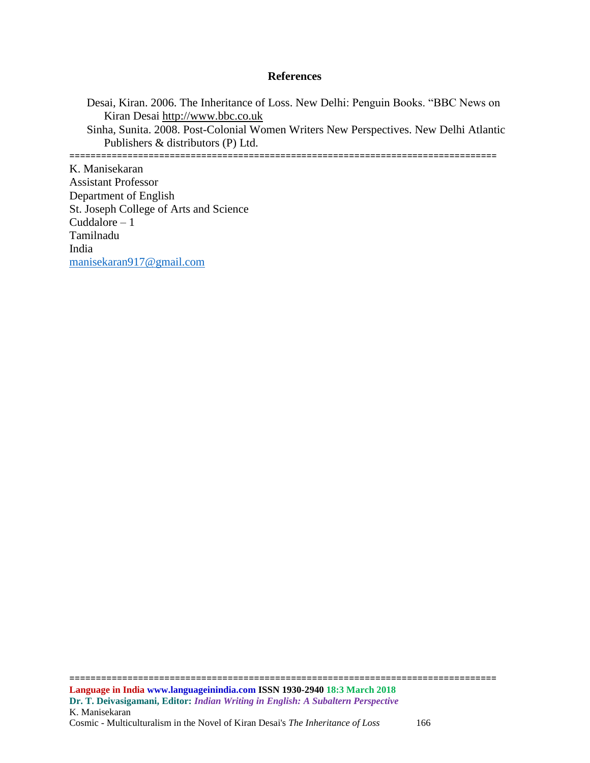## References

Desai, Kiran. 2006. The Inheritance of Loss. New Delhi: Penguin Books. "BBC News on Kiran Desai http://www.bbc.co.uk

Sinha, Sunita. 2008. Post-Colonial Women Writers New Perspectives. New Delhi Atlantic Publishers & distributors (P) Ltd.

================================================================================

K. Manisekaran
Assistant Professor
Department of English
St. Joseph College of Arts and Science
Cuddalore – 1
Tamilnadu
India
manisekaran917@gmail.com